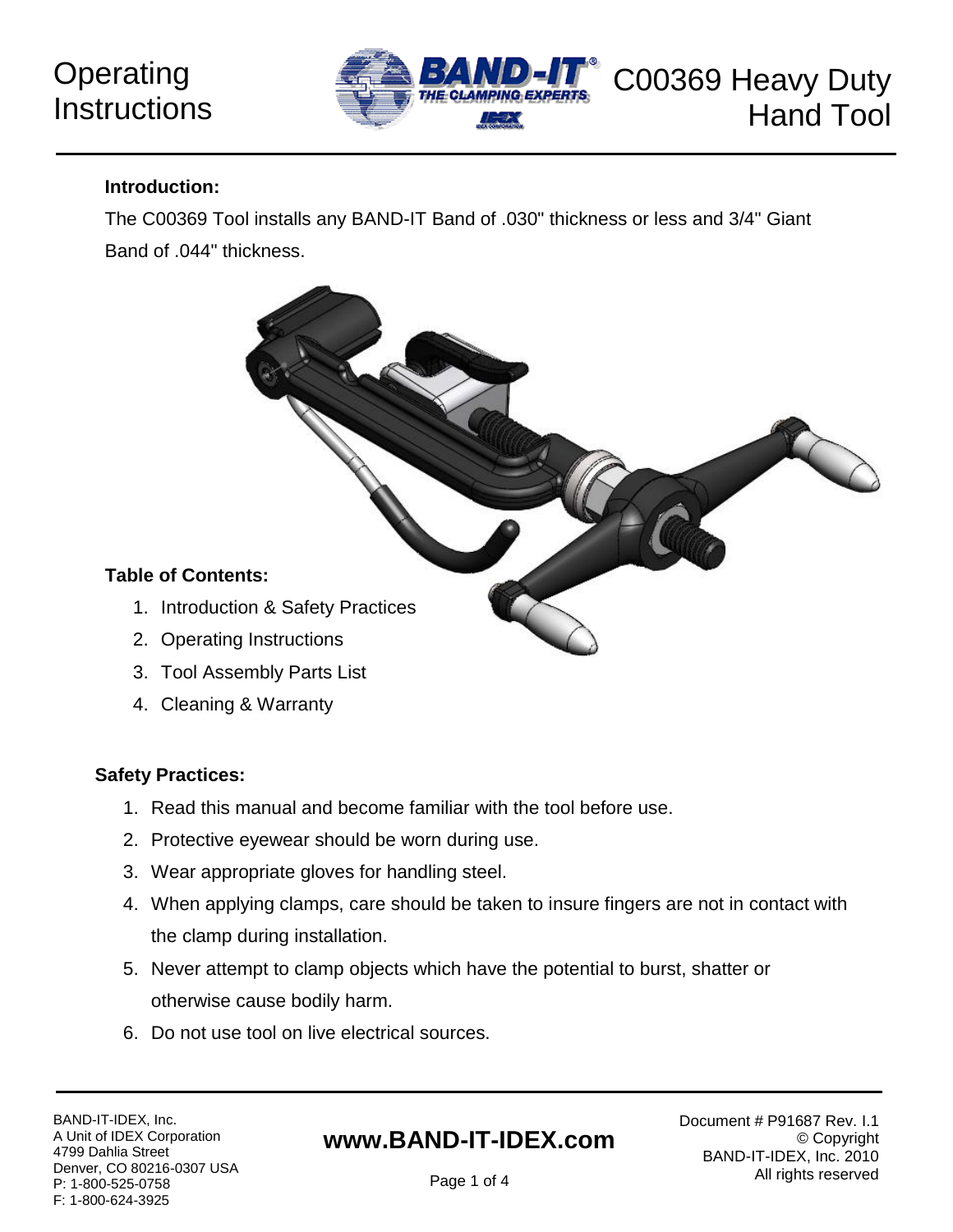# Operating Instructions

# C00369 Heavy Duty Hand Tool

**Introduction:**

The C00369 Tool installs any BAND-IT Band of .030" thickness or less and 3/4" Giant Band of .044" thickness.

**Table of Contents:**

1. Introduction & Safety Practices
2. Operating Instructions
3. Tool Assembly Parts List
4. Cleaning & Warranty

**Safety Practices:**

1. Read this manual and become familiar with the tool before use.
2. Protective eyewear should be worn during use.
3. Wear appropriate gloves for handling steel.
4. When applying clamps, care should be taken to insure fingers are not in contact with the clamp during installation.
5. Never attempt to clamp objects which have the potential to burst, shatter or otherwise cause bodily harm.
6. Do not use tool on live electrical sources.

BAND-IT-IDEX, Inc.
A Unit of IDEX Corporation
4799 Dahlia Street
Denver, CO 80216-0307 USA
P: 1-800-525-0758
F: 1-800-624-3925

**www.BAND-IT-IDEX.com**

Document # P91687 Rev. I.1
© Copyright
BAND-IT-IDEX, Inc. 2010
All rights reserved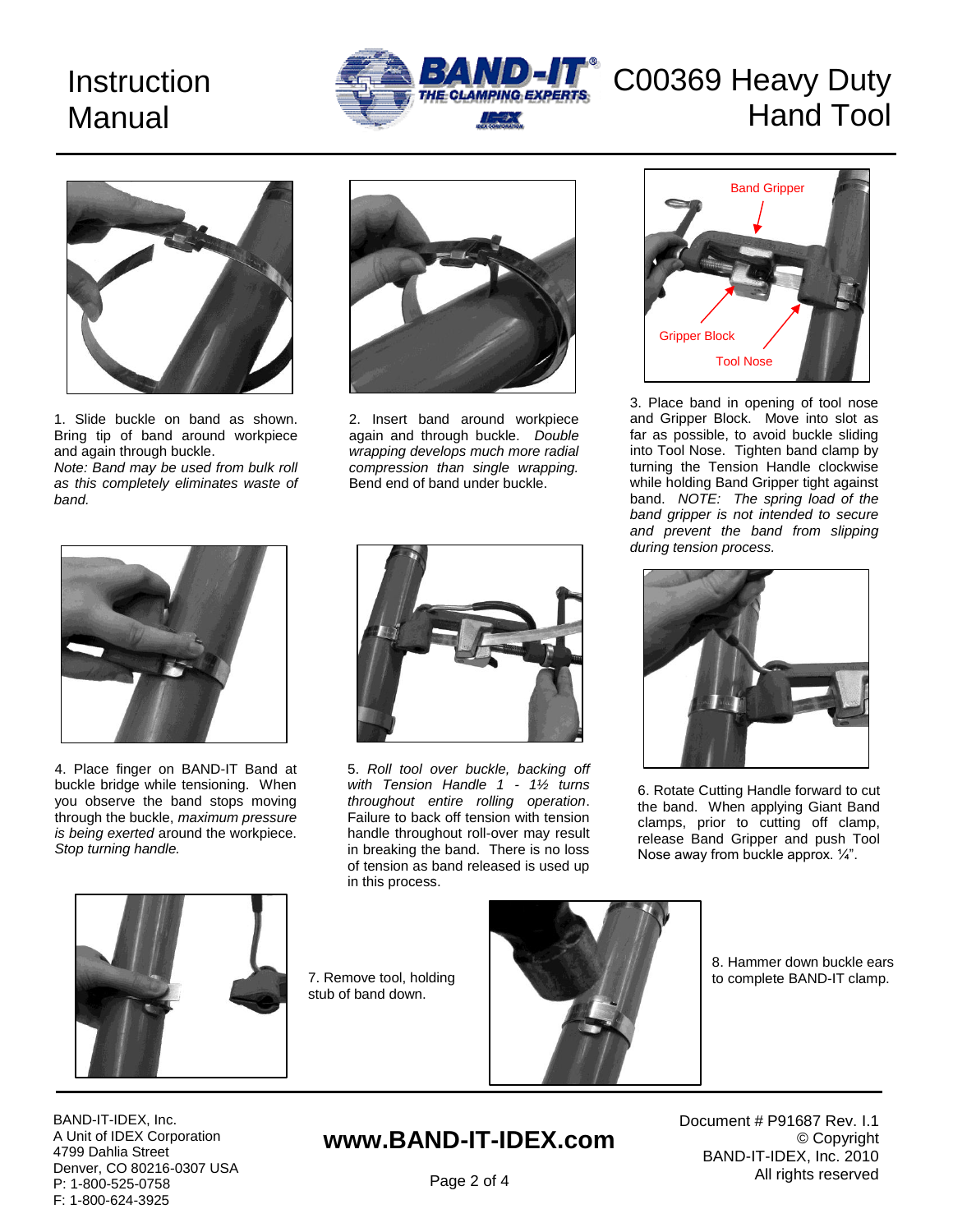# Instruction Manual

# C00369 Heavy Duty Hand Tool

1. Slide buckle on band as shown. Bring tip of band around workpiece and again through buckle.
*Note: Band may be used from bulk roll as this completely eliminates waste of band.*

2. Insert band around workpiece again and through buckle. *Double wrapping develops much more radial compression than single wrapping.* Bend end of band under buckle.

Band Gripper

Gripper Block

Tool Nose

3. Place band in opening of tool nose and Gripper Block. Move into slot as far as possible, to avoid buckle sliding into Tool Nose. Tighten band clamp by turning the Tension Handle clockwise while holding Band Gripper tight against band. *NOTE: The spring load of the band gripper is not intended to secure and prevent the band from slipping during tension process.*

4. Place finger on BAND-IT Band at buckle bridge while tensioning. When you observe the band stops moving through the buckle, *maximum pressure is being exerted* around the workpiece. *Stop turning handle.*

5. *Roll tool over buckle, backing off with Tension Handle 1 - 1½ turns throughout entire rolling operation*. Failure to back off tension with tension handle throughout roll-over may result in breaking the band. There is no loss of tension as band released is used up in this process.

6. Rotate Cutting Handle forward to cut the band. When applying Giant Band clamps, prior to cutting off clamp, release Band Gripper and push Tool Nose away from buckle approx. ¼".

7. Remove tool, holding stub of band down.

8. Hammer down buckle ears to complete BAND-IT clamp.

BAND-IT-IDEX, Inc.
A Unit of IDEX Corporation
4799 Dahlia Street
Denver, CO 80216-0307 USA
P: 1-800-525-0758
F: 1-800-624-3925

**www.BAND-IT-IDEX.com**

Document # P91687 Rev. I.1
© Copyright
BAND-IT-IDEX, Inc. 2010
All rights reserved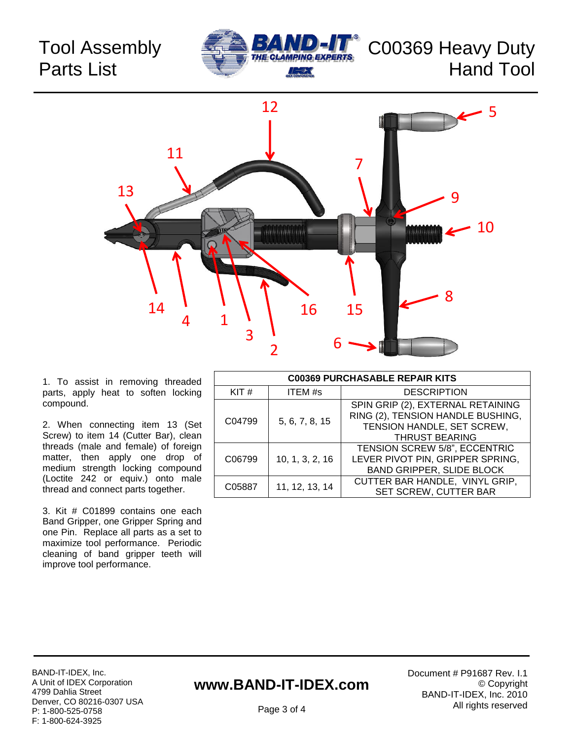# Tool Assembly Parts List

# C00369 Heavy Duty Hand Tool

1. To assist in removing threaded parts, apply heat to soften locking compound.

2. When connecting item 13 (Set Screw) to item 14 (Cutter Bar), clean threads (male and female) of foreign matter, then apply one drop of medium strength locking compound (Loctite 242 or equiv.) onto male thread and connect parts together.

3. Kit # C01899 contains one each Band Gripper, one Gripper Spring and one Pin. Replace all parts as a set to maximize tool performance. Periodic cleaning of band gripper teeth will improve tool performance.

| C00369 PURCHASABLE REPAIR KITS | | |
|---|---|---|
| KIT # | ITEM #s | DESCRIPTION |
| C04799 | 5, 6, 7, 8, 15 | SPIN GRIP (2), EXTERNAL RETAINING RING (2), TENSION HANDLE BUSHING, TENSION HANDLE, SET SCREW, THRUST BEARING |
| C06799 | 10, 1, 3, 2, 16 | TENSION SCREW 5/8", ECCENTRIC LEVER PIVOT PIN, GRIPPER SPRING, BAND GRIPPER, SLIDE BLOCK |
| C05887 | 11, 12, 13, 14 | CUTTER BAR HANDLE, VINYL GRIP, SET SCREW, CUTTER BAR |

BAND-IT-IDEX, Inc.
A Unit of IDEX Corporation
4799 Dahlia Street
Denver, CO 80216-0307 USA
P: 1-800-525-0758
F: 1-800-624-3925

**www.BAND-IT-IDEX.com**

Document # P91687 Rev. I.1
© Copyright
BAND-IT-IDEX, Inc. 2010
All rights reserved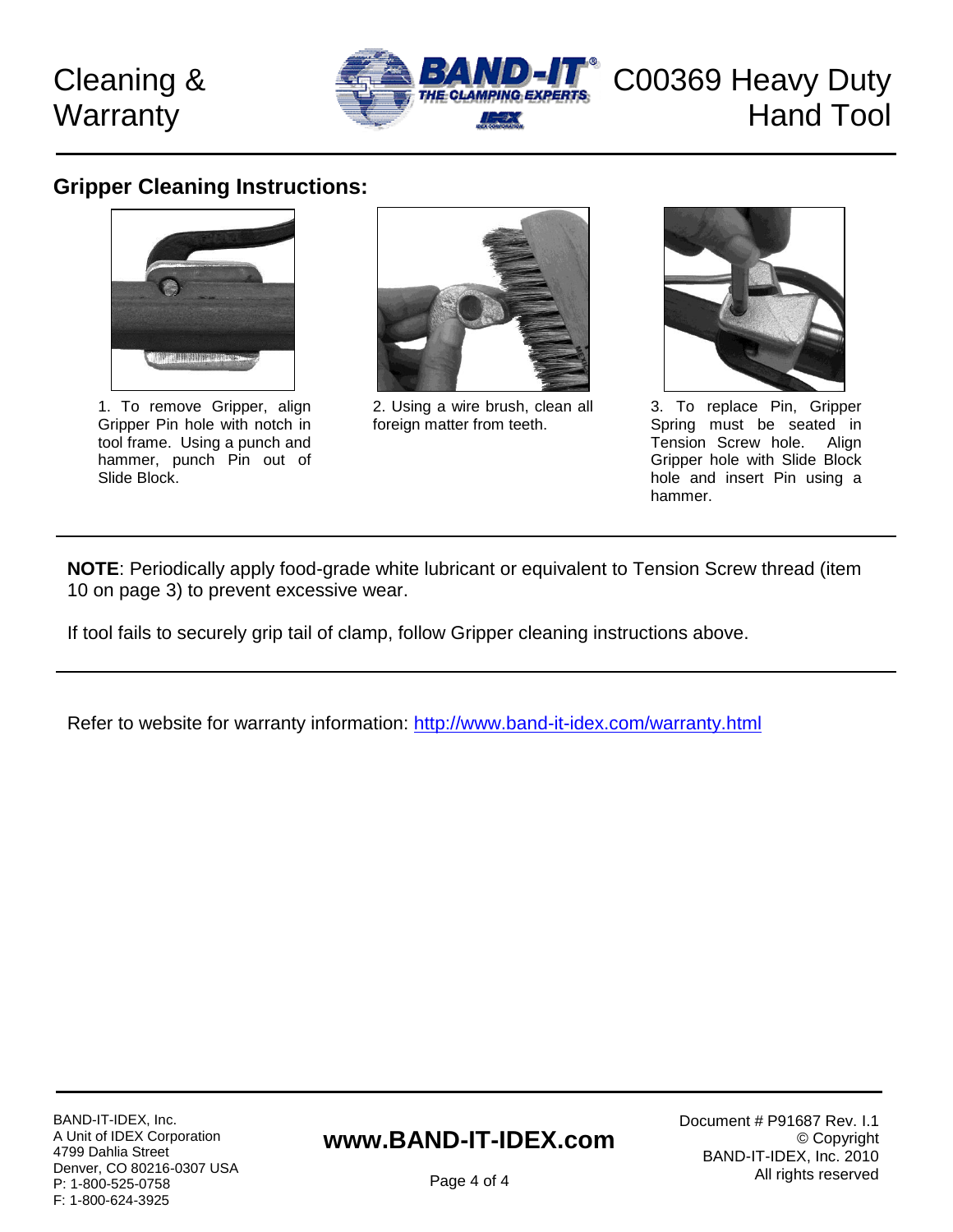# Cleaning & Warranty

# C00369 Heavy Duty Hand Tool

## Gripper Cleaning Instructions:

1. To remove Gripper, align Gripper Pin hole with notch in tool frame. Using a punch and hammer, punch Pin out of Slide Block.

2. Using a wire brush, clean all foreign matter from teeth.

3. To replace Pin, Gripper Spring must be seated in Tension Screw hole. Align Gripper hole with Slide Block hole and insert Pin using a hammer.

---

**NOTE**: Periodically apply food-grade white lubricant or equivalent to Tension Screw thread (item 10 on page 3) to prevent excessive wear.

If tool fails to securely grip tail of clamp, follow Gripper cleaning instructions above.

---

Refer to website for warranty information: http://www.band-it-idex.com/warranty.html

---

BAND-IT-IDEX, Inc.
A Unit of IDEX Corporation
4799 Dahlia Street
Denver, CO 80216-0307 USA
P: 1-800-525-0758
F: 1-800-624-3925

**www.BAND-IT-IDEX.com**

Document # P91687 Rev. I.1
© Copyright
BAND-IT-IDEX, Inc. 2010
All rights reserved